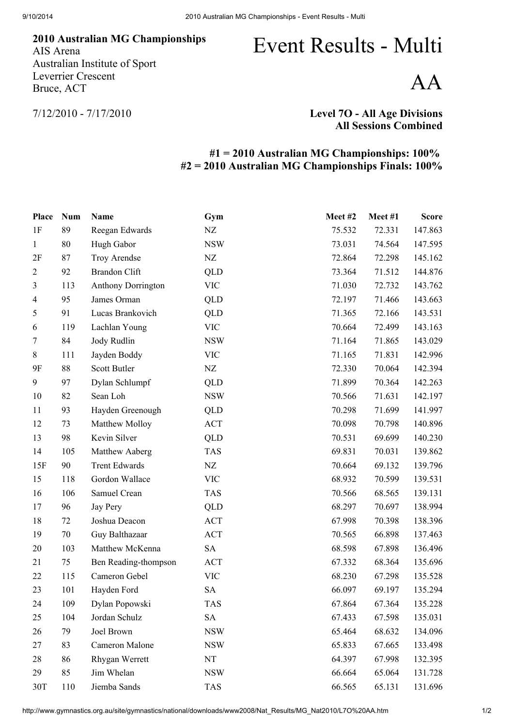**2010 Australian MG Championships**
AIS Arena
Australian Institute of Sport
Leverrier Crescent
Bruce, ACT

7/12/2010 - 7/17/2010

# Event Results - Multi

# AA

**Level 7O - All Age Divisions**
**All Sessions Combined**

**#1 = 2010 Australian MG Championships: 100%**
**#2 = 2010 Australian MG Championships Finals: 100%**

| Place | Num | Name | Gym | Meet #2 | Meet #1 | Score |
|---|---|---|---|---|---|---|
| 1F | 89 | Reegan Edwards | NZ | 75.532 | 72.331 | 147.863 |
| 1 | 80 | Hugh Gabor | NSW | 73.031 | 74.564 | 147.595 |
| 2F | 87 | Troy Arendse | NZ | 72.864 | 72.298 | 145.162 |
| 2 | 92 | Brandon Clift | QLD | 73.364 | 71.512 | 144.876 |
| 3 | 113 | Anthony Dorrington | VIC | 71.030 | 72.732 | 143.762 |
| 4 | 95 | James Orman | QLD | 72.197 | 71.466 | 143.663 |
| 5 | 91 | Lucas Brankovich | QLD | 71.365 | 72.166 | 143.531 |
| 6 | 119 | Lachlan Young | VIC | 70.664 | 72.499 | 143.163 |
| 7 | 84 | Jody Rudlin | NSW | 71.164 | 71.865 | 143.029 |
| 8 | 111 | Jayden Boddy | VIC | 71.165 | 71.831 | 142.996 |
| 9F | 88 | Scott Butler | NZ | 72.330 | 70.064 | 142.394 |
| 9 | 97 | Dylan Schlumpf | QLD | 71.899 | 70.364 | 142.263 |
| 10 | 82 | Sean Loh | NSW | 70.566 | 71.631 | 142.197 |
| 11 | 93 | Hayden Greenough | QLD | 70.298 | 71.699 | 141.997 |
| 12 | 73 | Matthew Molloy | ACT | 70.098 | 70.798 | 140.896 |
| 13 | 98 | Kevin Silver | QLD | 70.531 | 69.699 | 140.230 |
| 14 | 105 | Matthew Aaberg | TAS | 69.831 | 70.031 | 139.862 |
| 15F | 90 | Trent Edwards | NZ | 70.664 | 69.132 | 139.796 |
| 15 | 118 | Gordon Wallace | VIC | 68.932 | 70.599 | 139.531 |
| 16 | 106 | Samuel Crean | TAS | 70.566 | 68.565 | 139.131 |
| 17 | 96 | Jay Pery | QLD | 68.297 | 70.697 | 138.994 |
| 18 | 72 | Joshua Deacon | ACT | 67.998 | 70.398 | 138.396 |
| 19 | 70 | Guy Balthazaar | ACT | 70.565 | 66.898 | 137.463 |
| 20 | 103 | Matthew McKenna | SA | 68.598 | 67.898 | 136.496 |
| 21 | 75 | Ben Reading-thompson | ACT | 67.332 | 68.364 | 135.696 |
| 22 | 115 | Cameron Gebel | VIC | 68.230 | 67.298 | 135.528 |
| 23 | 101 | Hayden Ford | SA | 66.097 | 69.197 | 135.294 |
| 24 | 109 | Dylan Popowski | TAS | 67.864 | 67.364 | 135.228 |
| 25 | 104 | Jordan Schulz | SA | 67.433 | 67.598 | 135.031 |
| 26 | 79 | Joel Brown | NSW | 65.464 | 68.632 | 134.096 |
| 27 | 83 | Cameron Malone | NSW | 65.833 | 67.665 | 133.498 |
| 28 | 86 | Rhygan Werrett | NT | 64.397 | 67.998 | 132.395 |
| 29 | 85 | Jim Whelan | NSW | 66.664 | 65.064 | 131.728 |
| 30T | 110 | Jiemba Sands | TAS | 66.565 | 65.131 | 131.696 |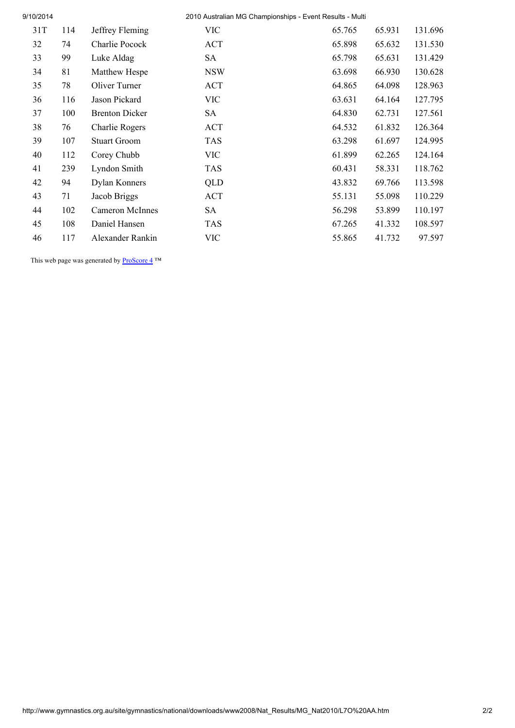| | | | | | | |
|---|---|---|---|---|---|---|
| 31T | 114 | Jeffrey Fleming | VIC | 65.765 | 65.931 | 131.696 |
| 32 | 74 | Charlie Pocock | ACT | 65.898 | 65.632 | 131.530 |
| 33 | 99 | Luke Aldag | SA | 65.798 | 65.631 | 131.429 |
| 34 | 81 | Matthew Hespe | NSW | 63.698 | 66.930 | 130.628 |
| 35 | 78 | Oliver Turner | ACT | 64.865 | 64.098 | 128.963 |
| 36 | 116 | Jason Pickard | VIC | 63.631 | 64.164 | 127.795 |
| 37 | 100 | Brenton Dicker | SA | 64.830 | 62.731 | 127.561 |
| 38 | 76 | Charlie Rogers | ACT | 64.532 | 61.832 | 126.364 |
| 39 | 107 | Stuart Groom | TAS | 63.298 | 61.697 | 124.995 |
| 40 | 112 | Corey Chubb | VIC | 61.899 | 62.265 | 124.164 |
| 41 | 239 | Lyndon Smith | TAS | 60.431 | 58.331 | 118.762 |
| 42 | 94 | Dylan Konners | QLD | 43.832 | 69.766 | 113.598 |
| 43 | 71 | Jacob Briggs | ACT | 55.131 | 55.098 | 110.229 |
| 44 | 102 | Cameron McInnes | SA | 56.298 | 53.899 | 110.197 |
| 45 | 108 | Daniel Hansen | TAS | 67.265 | 41.332 | 108.597 |
| 46 | 117 | Alexander Rankin | VIC | 55.865 | 41.732 | 97.597 |

This web page was generated by ProScore 4 ™